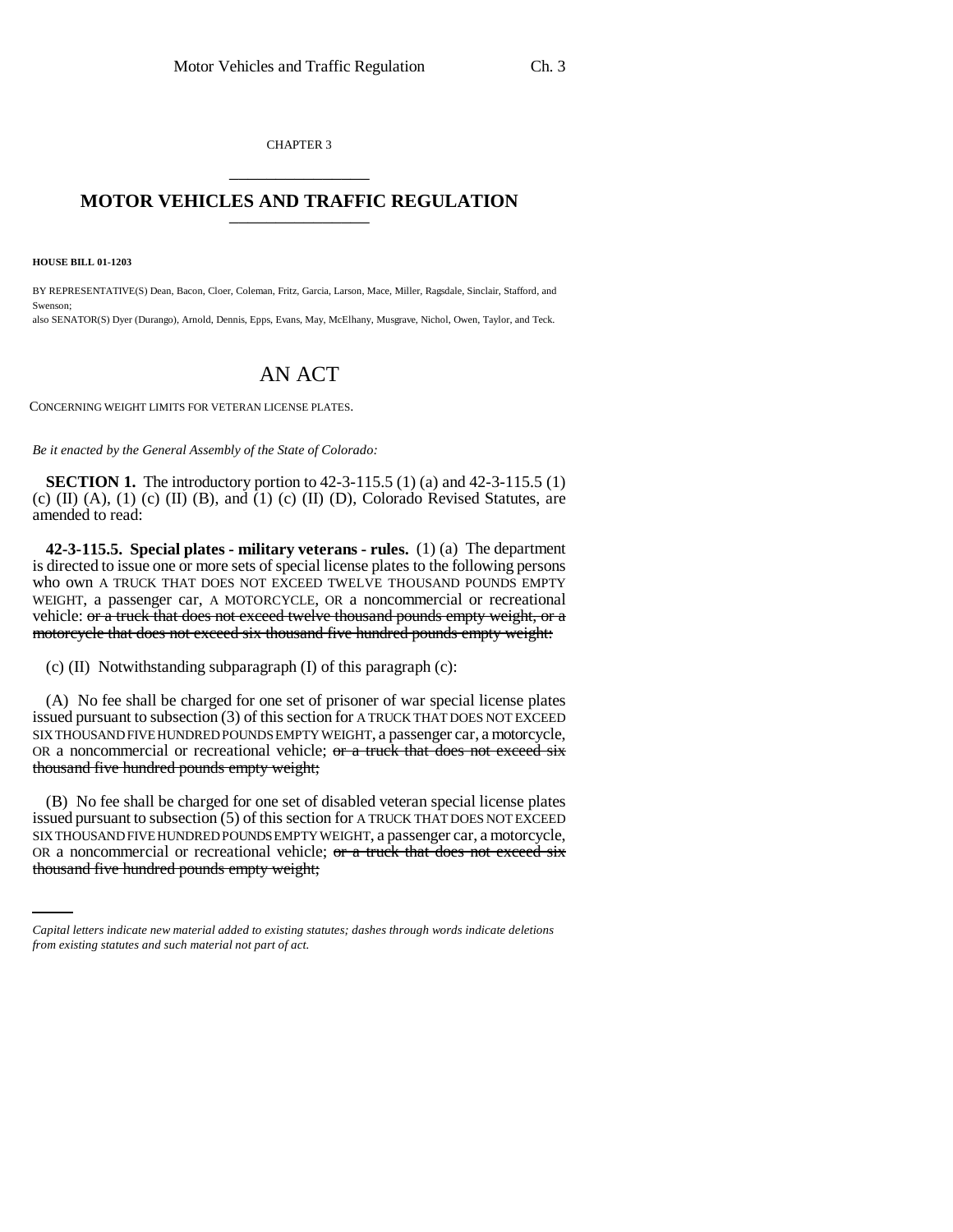CHAPTER 3

# MOTOR VEHICLES AND TRAFFIC REGULATION

**HOUSE BILL 01-1203**

BY REPRESENTATIVE(S) Dean, Bacon, Cloer, Coleman, Fritz, Garcia, Larson, Mace, Miller, Ragsdale, Sinclair, Stafford, and Swenson;
also SENATOR(S) Dyer (Durango), Arnold, Dennis, Epps, Evans, May, McElhany, Musgrave, Nichol, Owen, Taylor, and Teck.

## AN ACT

CONCERNING WEIGHT LIMITS FOR VETERAN LICENSE PLATES.

*Be it enacted by the General Assembly of the State of Colorado:*

**SECTION 1.** The introductory portion to 42-3-115.5 (1) (a) and 42-3-115.5 (1) (c) (II) (A), (1) (c) (II) (B), and (1) (c) (II) (D), Colorado Revised Statutes, are amended to read:

**42-3-115.5. Special plates - military veterans - rules.** (1) (a) The department is directed to issue one or more sets of special license plates to the following persons who own A TRUCK THAT DOES NOT EXCEED TWELVE THOUSAND POUNDS EMPTY WEIGHT, a passenger car, A MOTORCYCLE, OR a noncommercial or recreational vehicle: ~~or a truck that does not exceed twelve thousand pounds empty weight, or a motorcycle that does not exceed six thousand five hundred pounds empty weight:~~

(c) (II) Notwithstanding subparagraph (I) of this paragraph (c):

(A) No fee shall be charged for one set of prisoner of war special license plates issued pursuant to subsection (3) of this section for A TRUCK THAT DOES NOT EXCEED SIX THOUSAND FIVE HUNDRED POUNDS EMPTY WEIGHT, a passenger car, a motorcycle, OR a noncommercial or recreational vehicle; ~~or a truck that does not exceed six thousand five hundred pounds empty weight;~~

(B) No fee shall be charged for one set of disabled veteran special license plates issued pursuant to subsection (5) of this section for A TRUCK THAT DOES NOT EXCEED SIX THOUSAND FIVE HUNDRED POUNDS EMPTY WEIGHT, a passenger car, a motorcycle, OR a noncommercial or recreational vehicle; ~~or a truck that does not exceed six thousand five hundred pounds empty weight;~~

*Capital letters indicate new material added to existing statutes; dashes through words indicate deletions from existing statutes and such material not part of act.*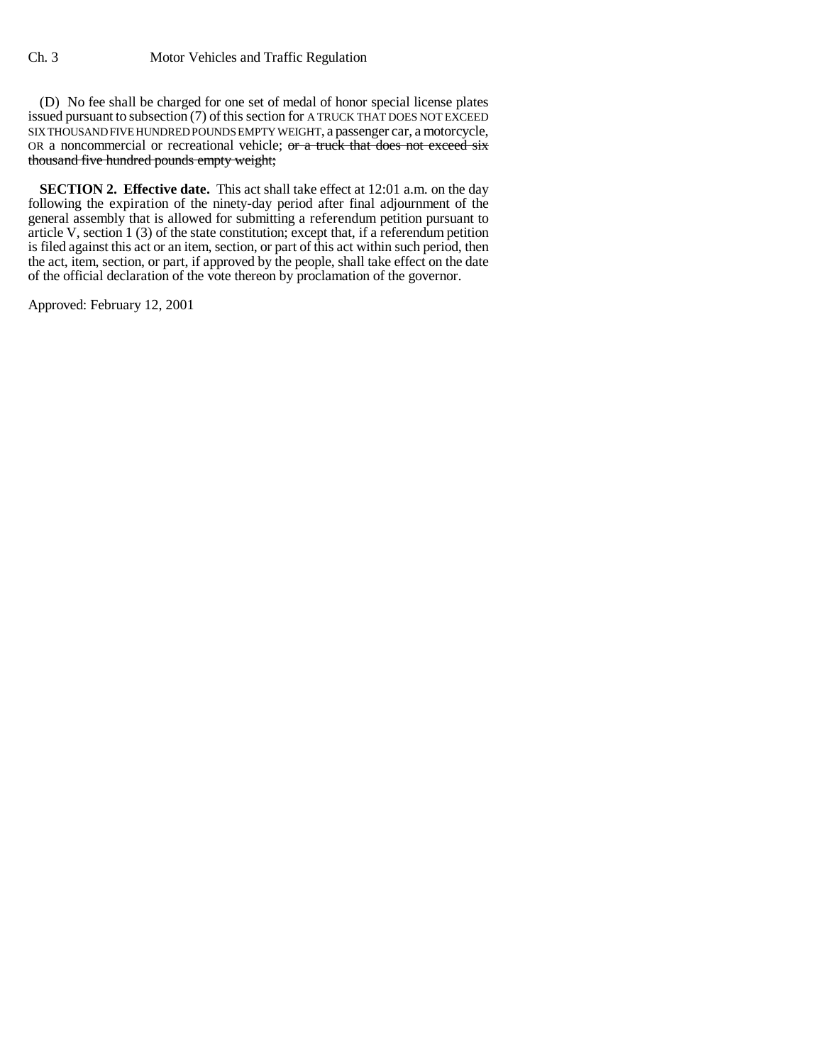(D) No fee shall be charged for one set of medal of honor special license plates issued pursuant to subsection (7) of this section for A TRUCK THAT DOES NOT EXCEED SIX THOUSAND FIVE HUNDRED POUNDS EMPTY WEIGHT, a passenger car, a motorcycle, OR a noncommercial or recreational vehicle; ~~or a truck that does not exceed six thousand five hundred pounds empty weight;~~

**SECTION 2. Effective date.** This act shall take effect at 12:01 a.m. on the day following the expiration of the ninety-day period after final adjournment of the general assembly that is allowed for submitting a referendum petition pursuant to article V, section 1 (3) of the state constitution; except that, if a referendum petition is filed against this act or an item, section, or part of this act within such period, then the act, item, section, or part, if approved by the people, shall take effect on the date of the official declaration of the vote thereon by proclamation of the governor.

Approved: February 12, 2001